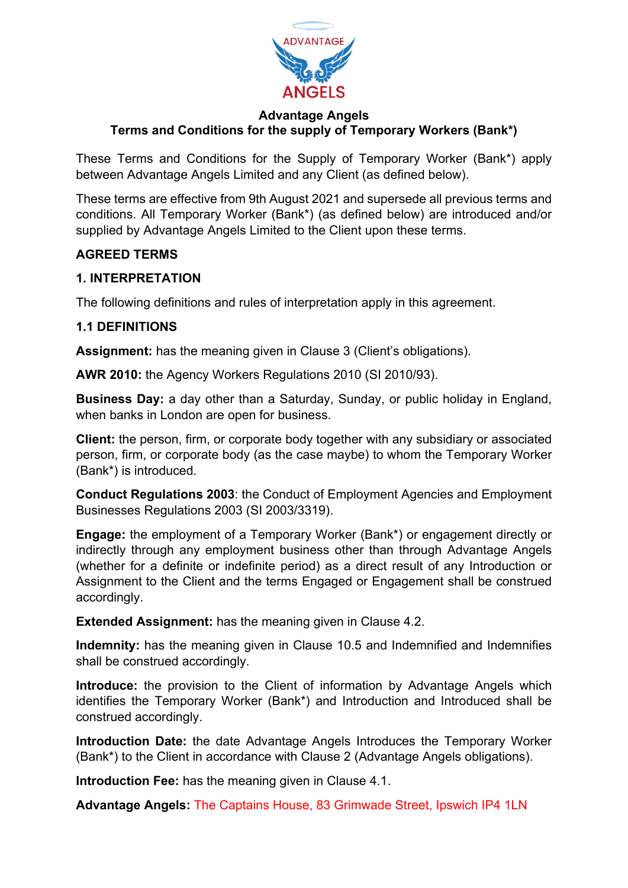# Advantage Angels

## Terms and Conditions for the supply of Temporary Workers (Bank*)

These Terms and Conditions for the Supply of Temporary Worker (Bank*) apply between Advantage Angels Limited and any Client (as defined below).

These terms are effective from 9th August 2021 and supersede all previous terms and conditions. All Temporary Worker (Bank*) (as defined below) are introduced and/or supplied by Advantage Angels Limited to the Client upon these terms.

**AGREED TERMS**

**1. INTERPRETATION**

The following definitions and rules of interpretation apply in this agreement.

**1.1 DEFINITIONS**

**Assignment:** has the meaning given in Clause 3 (Client's obligations).

**AWR 2010:** the Agency Workers Regulations 2010 (SI 2010/93).

**Business Day:** a day other than a Saturday, Sunday, or public holiday in England, when banks in London are open for business.

**Client:** the person, firm, or corporate body together with any subsidiary or associated person, firm, or corporate body (as the case maybe) to whom the Temporary Worker (Bank*) is introduced.

**Conduct Regulations 2003**: the Conduct of Employment Agencies and Employment Businesses Regulations 2003 (SI 2003/3319).

**Engage:** the employment of a Temporary Worker (Bank*) or engagement directly or indirectly through any employment business other than through Advantage Angels (whether for a definite or indefinite period) as a direct result of any Introduction or Assignment to the Client and the terms Engaged or Engagement shall be construed accordingly.

**Extended Assignment:** has the meaning given in Clause 4.2.

**Indemnity:** has the meaning given in Clause 10.5 and Indemnified and Indemnifies shall be construed accordingly.

**Introduce:** the provision to the Client of information by Advantage Angels which identifies the Temporary Worker (Bank*) and Introduction and Introduced shall be construed accordingly.

**Introduction Date:** the date Advantage Angels Introduces the Temporary Worker (Bank*) to the Client in accordance with Clause 2 (Advantage Angels obligations).

**Introduction Fee:** has the meaning given in Clause 4.1.

**Advantage Angels:** The Captains House, 83 Grimwade Street, Ipswich IP4 1LN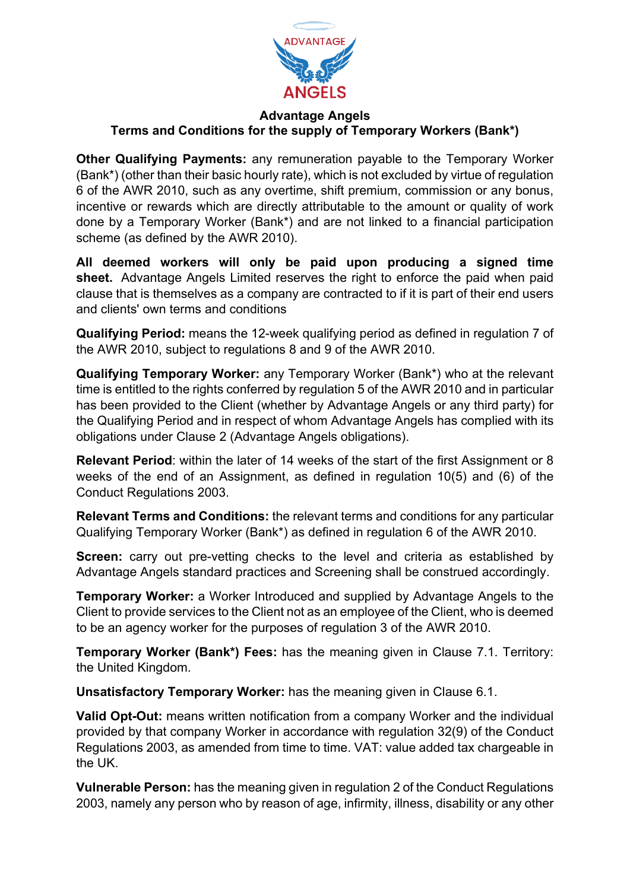**Advantage Angels**
**Terms and Conditions for the supply of Temporary Workers (Bank*)**

**Other Qualifying Payments:** any remuneration payable to the Temporary Worker (Bank*) (other than their basic hourly rate), which is not excluded by virtue of regulation 6 of the AWR 2010, such as any overtime, shift premium, commission or any bonus, incentive or rewards which are directly attributable to the amount or quality of work done by a Temporary Worker (Bank*) and are not linked to a financial participation scheme (as defined by the AWR 2010).

**All deemed workers will only be paid upon producing a signed time sheet.** Advantage Angels Limited reserves the right to enforce the paid when paid clause that is themselves as a company are contracted to if it is part of their end users and clients' own terms and conditions

**Qualifying Period:** means the 12-week qualifying period as defined in regulation 7 of the AWR 2010, subject to regulations 8 and 9 of the AWR 2010.

**Qualifying Temporary Worker:** any Temporary Worker (Bank*) who at the relevant time is entitled to the rights conferred by regulation 5 of the AWR 2010 and in particular has been provided to the Client (whether by Advantage Angels or any third party) for the Qualifying Period and in respect of whom Advantage Angels has complied with its obligations under Clause 2 (Advantage Angels obligations).

**Relevant Period**: within the later of 14 weeks of the start of the first Assignment or 8 weeks of the end of an Assignment, as defined in regulation 10(5) and (6) of the Conduct Regulations 2003.

**Relevant Terms and Conditions:** the relevant terms and conditions for any particular Qualifying Temporary Worker (Bank*) as defined in regulation 6 of the AWR 2010.

**Screen:** carry out pre-vetting checks to the level and criteria as established by Advantage Angels standard practices and Screening shall be construed accordingly.

**Temporary Worker:** a Worker Introduced and supplied by Advantage Angels to the Client to provide services to the Client not as an employee of the Client, who is deemed to be an agency worker for the purposes of regulation 3 of the AWR 2010.

**Temporary Worker (Bank*) Fees:** has the meaning given in Clause 7.1. Territory: the United Kingdom.

**Unsatisfactory Temporary Worker:** has the meaning given in Clause 6.1.

**Valid Opt-Out:** means written notification from a company Worker and the individual provided by that company Worker in accordance with regulation 32(9) of the Conduct Regulations 2003, as amended from time to time. VAT: value added tax chargeable in the UK.

**Vulnerable Person:** has the meaning given in regulation 2 of the Conduct Regulations 2003, namely any person who by reason of age, infirmity, illness, disability or any other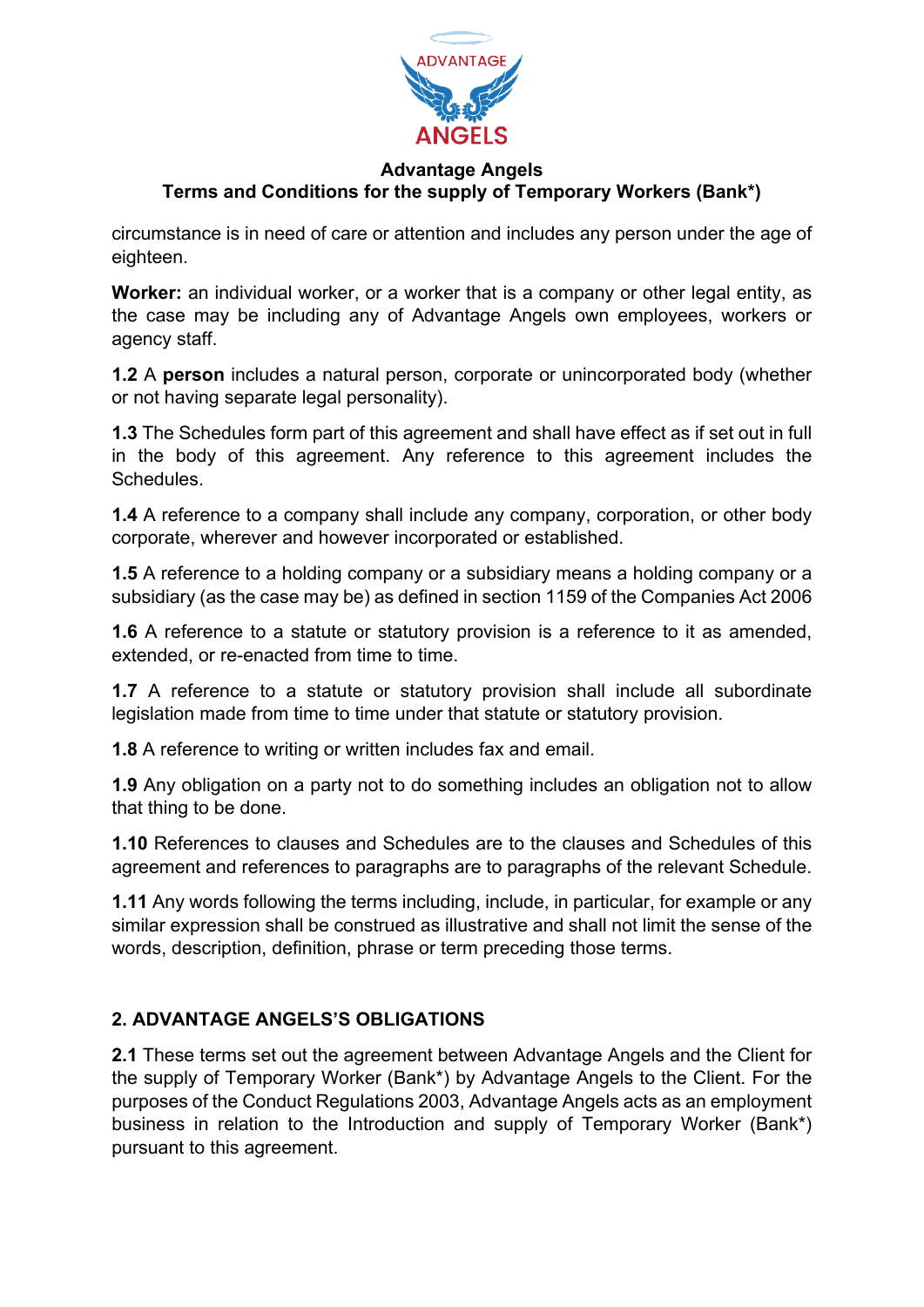circumstance is in need of care or attention and includes any person under the age of eighteen.

**Worker:** an individual worker, or a worker that is a company or other legal entity, as the case may be including any of Advantage Angels own employees, workers or agency staff.

**1.2** A **person** includes a natural person, corporate or unincorporated body (whether or not having separate legal personality).

**1.3** The Schedules form part of this agreement and shall have effect as if set out in full in the body of this agreement. Any reference to this agreement includes the Schedules.

**1.4** A reference to a company shall include any company, corporation, or other body corporate, wherever and however incorporated or established.

**1.5** A reference to a holding company or a subsidiary means a holding company or a subsidiary (as the case may be) as defined in section 1159 of the Companies Act 2006

**1.6** A reference to a statute or statutory provision is a reference to it as amended, extended, or re-enacted from time to time.

**1.7** A reference to a statute or statutory provision shall include all subordinate legislation made from time to time under that statute or statutory provision.

**1.8** A reference to writing or written includes fax and email.

**1.9** Any obligation on a party not to do something includes an obligation not to allow that thing to be done.

**1.10** References to clauses and Schedules are to the clauses and Schedules of this agreement and references to paragraphs are to paragraphs of the relevant Schedule.

**1.11** Any words following the terms including, include, in particular, for example or any similar expression shall be construed as illustrative and shall not limit the sense of the words, description, definition, phrase or term preceding those terms.

## 2. ADVANTAGE ANGELS'S OBLIGATIONS

**2.1** These terms set out the agreement between Advantage Angels and the Client for the supply of Temporary Worker (Bank*) by Advantage Angels to the Client. For the purposes of the Conduct Regulations 2003, Advantage Angels acts as an employment business in relation to the Introduction and supply of Temporary Worker (Bank*) pursuant to this agreement.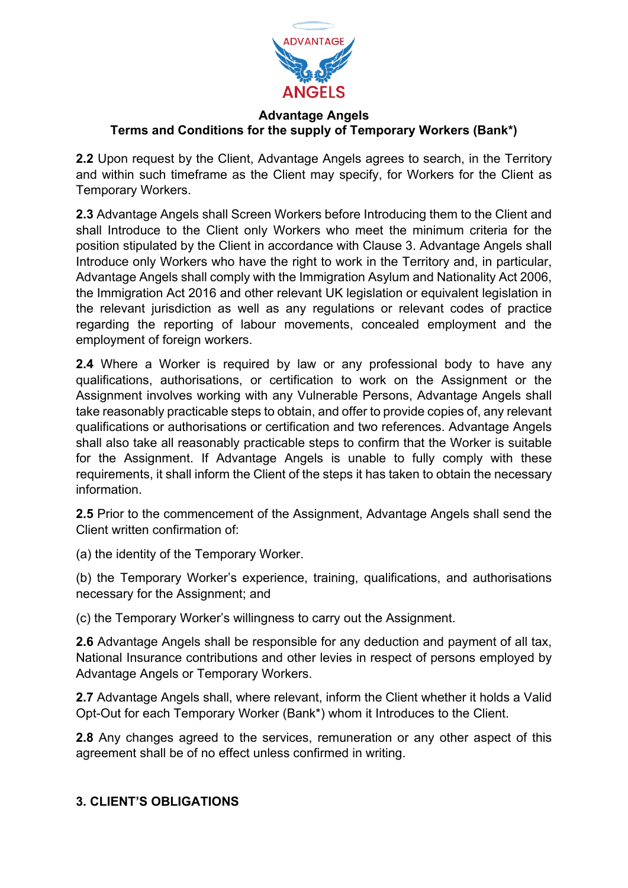**2.2** Upon request by the Client, Advantage Angels agrees to search, in the Territory and within such timeframe as the Client may specify, for Workers for the Client as Temporary Workers.

**2.3** Advantage Angels shall Screen Workers before Introducing them to the Client and shall Introduce to the Client only Workers who meet the minimum criteria for the position stipulated by the Client in accordance with Clause 3. Advantage Angels shall Introduce only Workers who have the right to work in the Territory and, in particular, Advantage Angels shall comply with the Immigration Asylum and Nationality Act 2006, the Immigration Act 2016 and other relevant UK legislation or equivalent legislation in the relevant jurisdiction as well as any regulations or relevant codes of practice regarding the reporting of labour movements, concealed employment and the employment of foreign workers.

**2.4** Where a Worker is required by law or any professional body to have any qualifications, authorisations, or certification to work on the Assignment or the Assignment involves working with any Vulnerable Persons, Advantage Angels shall take reasonably practicable steps to obtain, and offer to provide copies of, any relevant qualifications or authorisations or certification and two references. Advantage Angels shall also take all reasonably practicable steps to confirm that the Worker is suitable for the Assignment. If Advantage Angels is unable to fully comply with these requirements, it shall inform the Client of the steps it has taken to obtain the necessary information.

**2.5** Prior to the commencement of the Assignment, Advantage Angels shall send the Client written confirmation of:

(a) the identity of the Temporary Worker.

(b) the Temporary Worker's experience, training, qualifications, and authorisations necessary for the Assignment; and

(c) the Temporary Worker's willingness to carry out the Assignment.

**2.6** Advantage Angels shall be responsible for any deduction and payment of all tax, National Insurance contributions and other levies in respect of persons employed by Advantage Angels or Temporary Workers.

**2.7** Advantage Angels shall, where relevant, inform the Client whether it holds a Valid Opt-Out for each Temporary Worker (Bank*) whom it Introduces to the Client.

**2.8** Any changes agreed to the services, remuneration or any other aspect of this agreement shall be of no effect unless confirmed in writing.

## 3. CLIENT'S OBLIGATIONS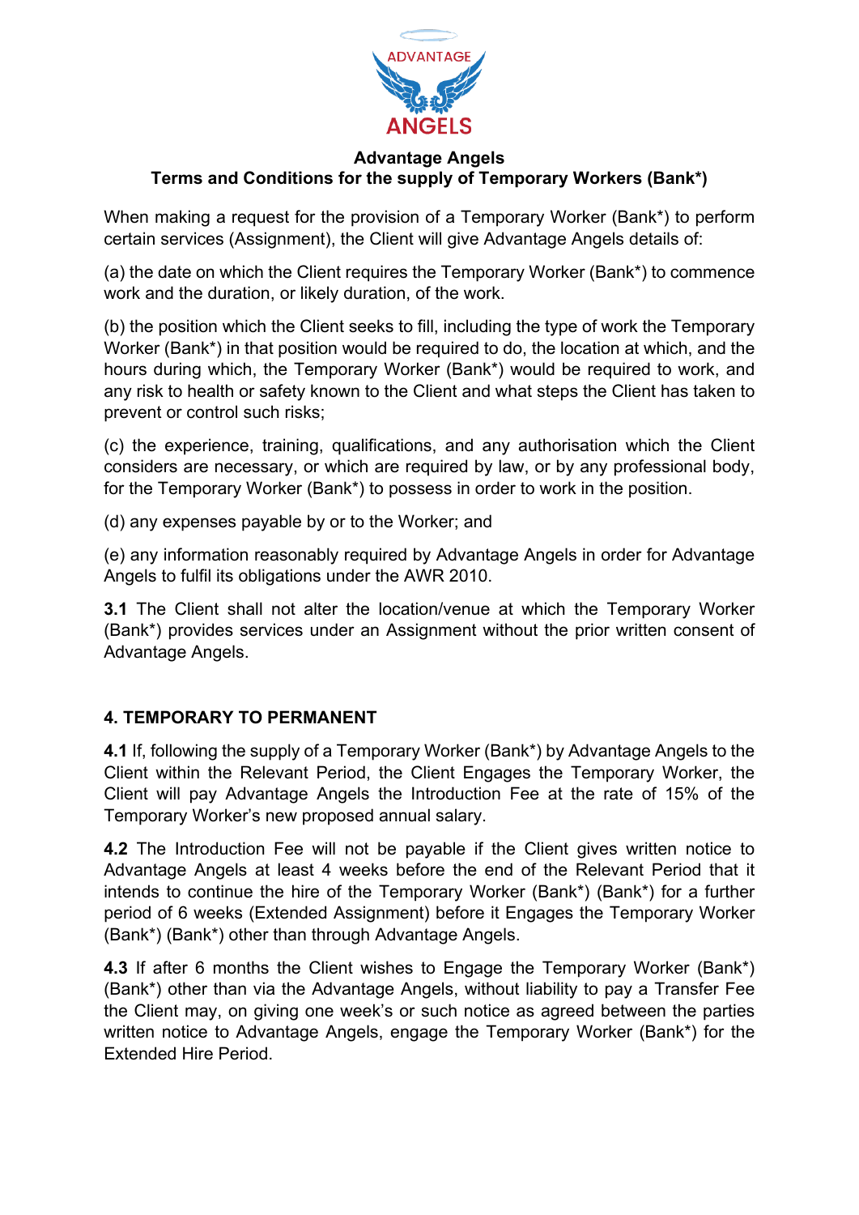**Advantage Angels**
**Terms and Conditions for the supply of Temporary Workers (Bank*)**

When making a request for the provision of a Temporary Worker (Bank*) to perform certain services (Assignment), the Client will give Advantage Angels details of:

(a) the date on which the Client requires the Temporary Worker (Bank*) to commence work and the duration, or likely duration, of the work.

(b) the position which the Client seeks to fill, including the type of work the Temporary Worker (Bank*) in that position would be required to do, the location at which, and the hours during which, the Temporary Worker (Bank*) would be required to work, and any risk to health or safety known to the Client and what steps the Client has taken to prevent or control such risks;

(c) the experience, training, qualifications, and any authorisation which the Client considers are necessary, or which are required by law, or by any professional body, for the Temporary Worker (Bank*) to possess in order to work in the position.

(d) any expenses payable by or to the Worker; and

(e) any information reasonably required by Advantage Angels in order for Advantage Angels to fulfil its obligations under the AWR 2010.

**3.1** The Client shall not alter the location/venue at which the Temporary Worker (Bank*) provides services under an Assignment without the prior written consent of Advantage Angels.

## 4. TEMPORARY TO PERMANENT

**4.1** If, following the supply of a Temporary Worker (Bank*) by Advantage Angels to the Client within the Relevant Period, the Client Engages the Temporary Worker, the Client will pay Advantage Angels the Introduction Fee at the rate of 15% of the Temporary Worker's new proposed annual salary.

**4.2** The Introduction Fee will not be payable if the Client gives written notice to Advantage Angels at least 4 weeks before the end of the Relevant Period that it intends to continue the hire of the Temporary Worker (Bank*) (Bank*) for a further period of 6 weeks (Extended Assignment) before it Engages the Temporary Worker (Bank*) (Bank*) other than through Advantage Angels.

**4.3** If after 6 months the Client wishes to Engage the Temporary Worker (Bank*) (Bank*) other than via the Advantage Angels, without liability to pay a Transfer Fee the Client may, on giving one week's or such notice as agreed between the parties written notice to Advantage Angels, engage the Temporary Worker (Bank*) for the Extended Hire Period.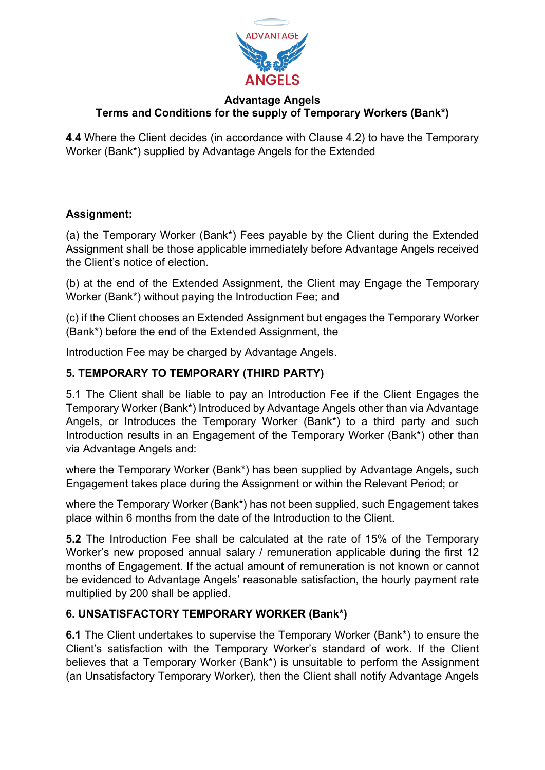**4.4** Where the Client decides (in accordance with Clause 4.2) to have the Temporary Worker (Bank*) supplied by Advantage Angels for the Extended

**Assignment:**

(a) the Temporary Worker (Bank*) Fees payable by the Client during the Extended Assignment shall be those applicable immediately before Advantage Angels received the Client's notice of election.

(b) at the end of the Extended Assignment, the Client may Engage the Temporary Worker (Bank*) without paying the Introduction Fee; and

(c) if the Client chooses an Extended Assignment but engages the Temporary Worker (Bank*) before the end of the Extended Assignment, the

Introduction Fee may be charged by Advantage Angels.

## 5. TEMPORARY TO TEMPORARY (THIRD PARTY)

5.1 The Client shall be liable to pay an Introduction Fee if the Client Engages the Temporary Worker (Bank*) Introduced by Advantage Angels other than via Advantage Angels, or Introduces the Temporary Worker (Bank*) to a third party and such Introduction results in an Engagement of the Temporary Worker (Bank*) other than via Advantage Angels and:

where the Temporary Worker (Bank*) has been supplied by Advantage Angels, such Engagement takes place during the Assignment or within the Relevant Period; or

where the Temporary Worker (Bank*) has not been supplied, such Engagement takes place within 6 months from the date of the Introduction to the Client.

**5.2** The Introduction Fee shall be calculated at the rate of 15% of the Temporary Worker's new proposed annual salary / remuneration applicable during the first 12 months of Engagement. If the actual amount of remuneration is not known or cannot be evidenced to Advantage Angels' reasonable satisfaction, the hourly payment rate multiplied by 200 shall be applied.

## 6. UNSATISFACTORY TEMPORARY WORKER (Bank*)

**6.1** The Client undertakes to supervise the Temporary Worker (Bank*) to ensure the Client's satisfaction with the Temporary Worker's standard of work. If the Client believes that a Temporary Worker (Bank*) is unsuitable to perform the Assignment (an Unsatisfactory Temporary Worker), then the Client shall notify Advantage Angels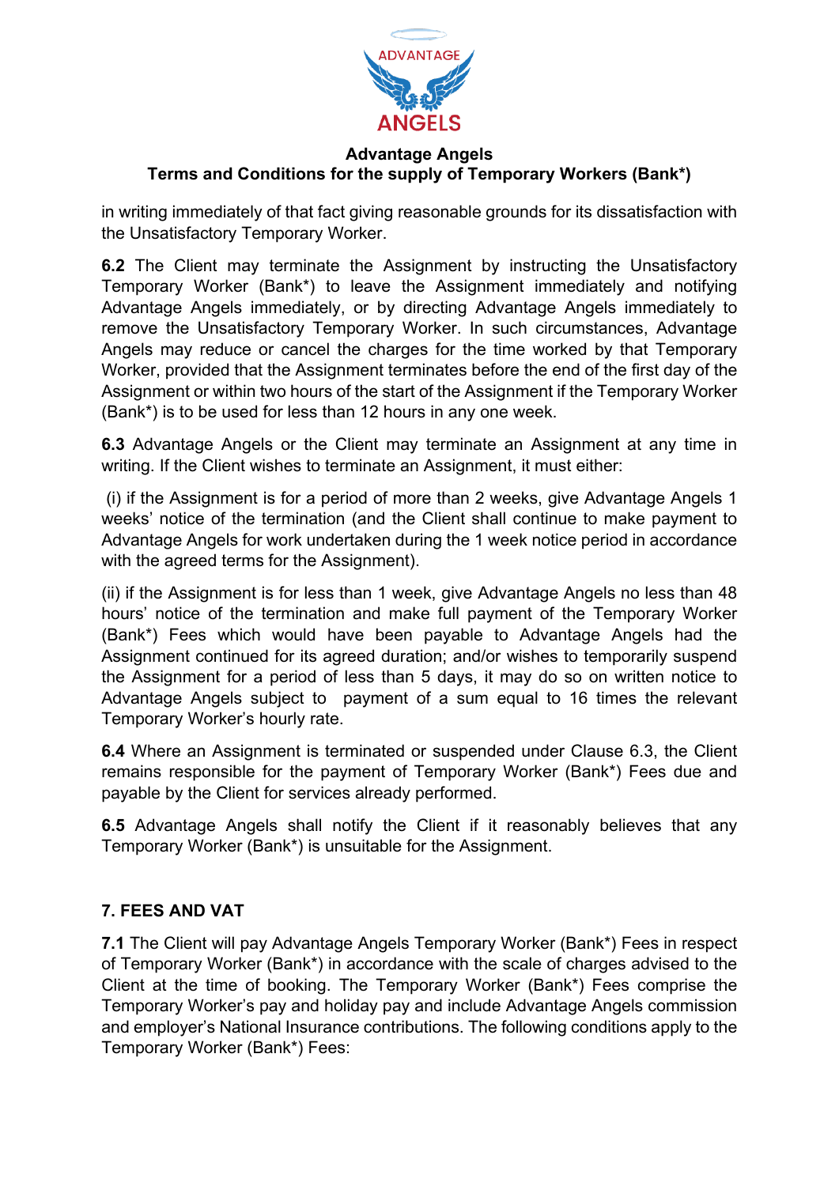in writing immediately of that fact giving reasonable grounds for its dissatisfaction with the Unsatisfactory Temporary Worker.

**6.2** The Client may terminate the Assignment by instructing the Unsatisfactory Temporary Worker (Bank*) to leave the Assignment immediately and notifying Advantage Angels immediately, or by directing Advantage Angels immediately to remove the Unsatisfactory Temporary Worker. In such circumstances, Advantage Angels may reduce or cancel the charges for the time worked by that Temporary Worker, provided that the Assignment terminates before the end of the first day of the Assignment or within two hours of the start of the Assignment if the Temporary Worker (Bank*) is to be used for less than 12 hours in any one week.

**6.3** Advantage Angels or the Client may terminate an Assignment at any time in writing. If the Client wishes to terminate an Assignment, it must either:

(i) if the Assignment is for a period of more than 2 weeks, give Advantage Angels 1 weeks' notice of the termination (and the Client shall continue to make payment to Advantage Angels for work undertaken during the 1 week notice period in accordance with the agreed terms for the Assignment).

(ii) if the Assignment is for less than 1 week, give Advantage Angels no less than 48 hours' notice of the termination and make full payment of the Temporary Worker (Bank*) Fees which would have been payable to Advantage Angels had the Assignment continued for its agreed duration; and/or wishes to temporarily suspend the Assignment for a period of less than 5 days, it may do so on written notice to Advantage Angels subject to payment of a sum equal to 16 times the relevant Temporary Worker's hourly rate.

**6.4** Where an Assignment is terminated or suspended under Clause 6.3, the Client remains responsible for the payment of Temporary Worker (Bank*) Fees due and payable by the Client for services already performed.

**6.5** Advantage Angels shall notify the Client if it reasonably believes that any Temporary Worker (Bank*) is unsuitable for the Assignment.

## 7. FEES AND VAT

**7.1** The Client will pay Advantage Angels Temporary Worker (Bank*) Fees in respect of Temporary Worker (Bank*) in accordance with the scale of charges advised to the Client at the time of booking. The Temporary Worker (Bank*) Fees comprise the Temporary Worker's pay and holiday pay and include Advantage Angels commission and employer's National Insurance contributions. The following conditions apply to the Temporary Worker (Bank*) Fees: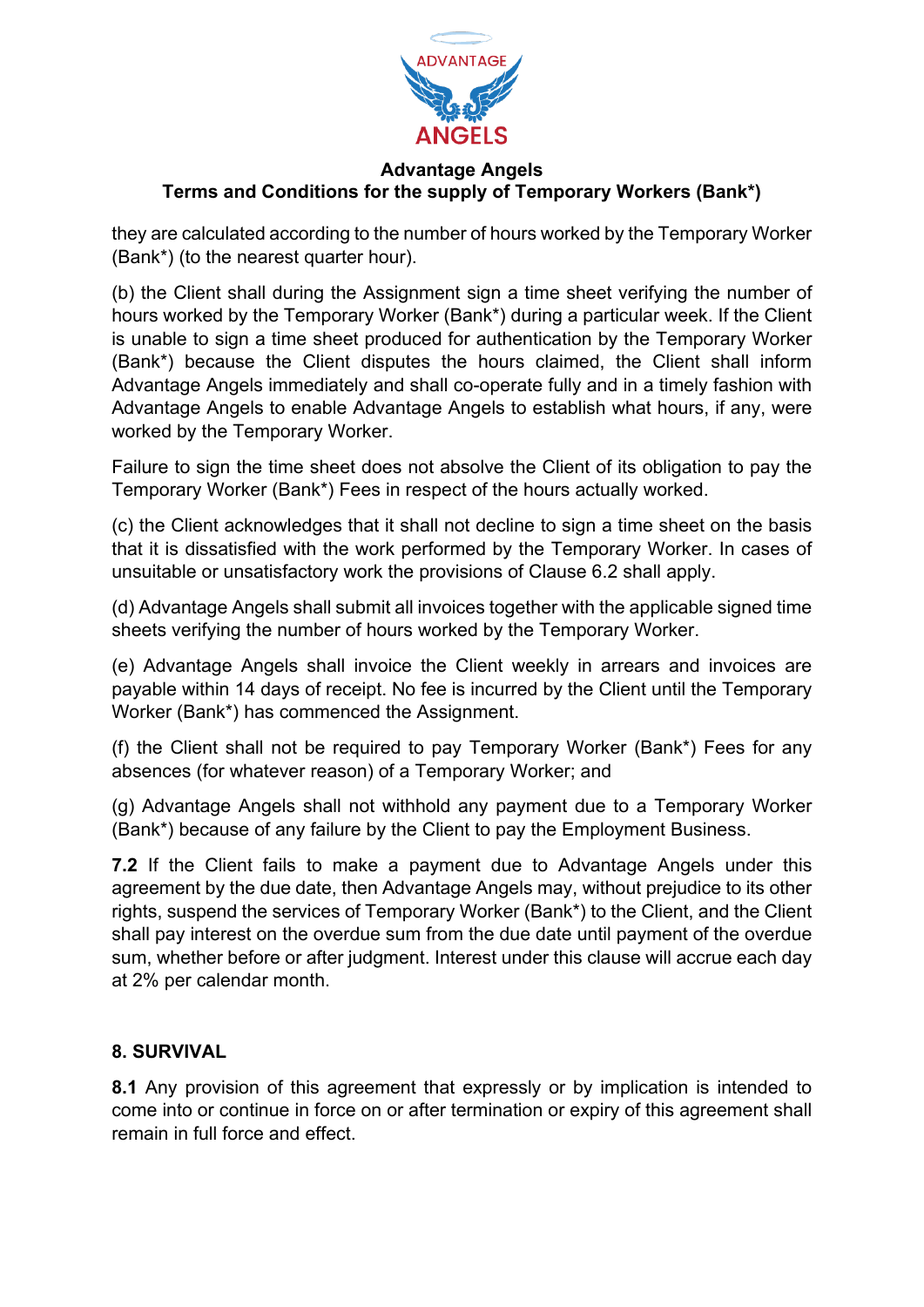they are calculated according to the number of hours worked by the Temporary Worker (Bank*) (to the nearest quarter hour).

(b) the Client shall during the Assignment sign a time sheet verifying the number of hours worked by the Temporary Worker (Bank*) during a particular week. If the Client is unable to sign a time sheet produced for authentication by the Temporary Worker (Bank*) because the Client disputes the hours claimed, the Client shall inform Advantage Angels immediately and shall co-operate fully and in a timely fashion with Advantage Angels to enable Advantage Angels to establish what hours, if any, were worked by the Temporary Worker.

Failure to sign the time sheet does not absolve the Client of its obligation to pay the Temporary Worker (Bank*) Fees in respect of the hours actually worked.

(c) the Client acknowledges that it shall not decline to sign a time sheet on the basis that it is dissatisfied with the work performed by the Temporary Worker. In cases of unsuitable or unsatisfactory work the provisions of Clause 6.2 shall apply.

(d) Advantage Angels shall submit all invoices together with the applicable signed time sheets verifying the number of hours worked by the Temporary Worker.

(e) Advantage Angels shall invoice the Client weekly in arrears and invoices are payable within 14 days of receipt. No fee is incurred by the Client until the Temporary Worker (Bank*) has commenced the Assignment.

(f) the Client shall not be required to pay Temporary Worker (Bank*) Fees for any absences (for whatever reason) of a Temporary Worker; and

(g) Advantage Angels shall not withhold any payment due to a Temporary Worker (Bank*) because of any failure by the Client to pay the Employment Business.

**7.2** If the Client fails to make a payment due to Advantage Angels under this agreement by the due date, then Advantage Angels may, without prejudice to its other rights, suspend the services of Temporary Worker (Bank*) to the Client, and the Client shall pay interest on the overdue sum from the due date until payment of the overdue sum, whether before or after judgment. Interest under this clause will accrue each day at 2% per calendar month.

## 8. SURVIVAL

**8.1** Any provision of this agreement that expressly or by implication is intended to come into or continue in force on or after termination or expiry of this agreement shall remain in full force and effect.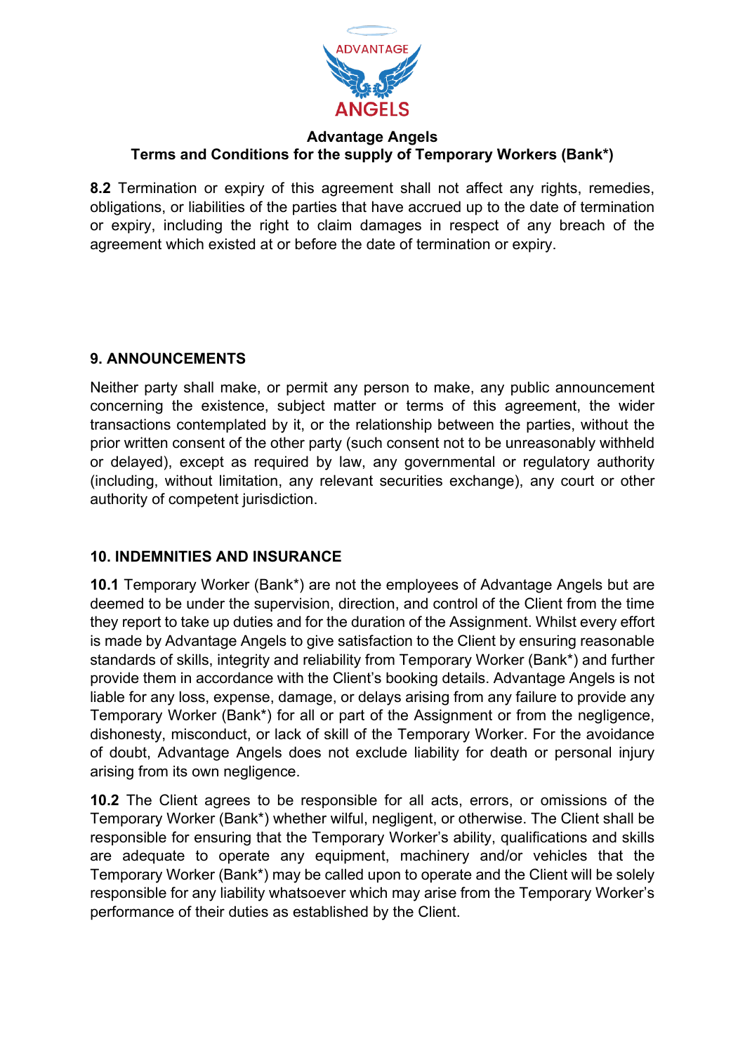**8.2** Termination or expiry of this agreement shall not affect any rights, remedies, obligations, or liabilities of the parties that have accrued up to the date of termination or expiry, including the right to claim damages in respect of any breach of the agreement which existed at or before the date of termination or expiry.

### 9. ANNOUNCEMENTS

Neither party shall make, or permit any person to make, any public announcement concerning the existence, subject matter or terms of this agreement, the wider transactions contemplated by it, or the relationship between the parties, without the prior written consent of the other party (such consent not to be unreasonably withheld or delayed), except as required by law, any governmental or regulatory authority (including, without limitation, any relevant securities exchange), any court or other authority of competent jurisdiction.

### 10. INDEMNITIES AND INSURANCE

**10.1** Temporary Worker (Bank*) are not the employees of Advantage Angels but are deemed to be under the supervision, direction, and control of the Client from the time they report to take up duties and for the duration of the Assignment. Whilst every effort is made by Advantage Angels to give satisfaction to the Client by ensuring reasonable standards of skills, integrity and reliability from Temporary Worker (Bank*) and further provide them in accordance with the Client's booking details. Advantage Angels is not liable for any loss, expense, damage, or delays arising from any failure to provide any Temporary Worker (Bank*) for all or part of the Assignment or from the negligence, dishonesty, misconduct, or lack of skill of the Temporary Worker. For the avoidance of doubt, Advantage Angels does not exclude liability for death or personal injury arising from its own negligence.

**10.2** The Client agrees to be responsible for all acts, errors, or omissions of the Temporary Worker (Bank*) whether wilful, negligent, or otherwise. The Client shall be responsible for ensuring that the Temporary Worker's ability, qualifications and skills are adequate to operate any equipment, machinery and/or vehicles that the Temporary Worker (Bank*) may be called upon to operate and the Client will be solely responsible for any liability whatsoever which may arise from the Temporary Worker's performance of their duties as established by the Client.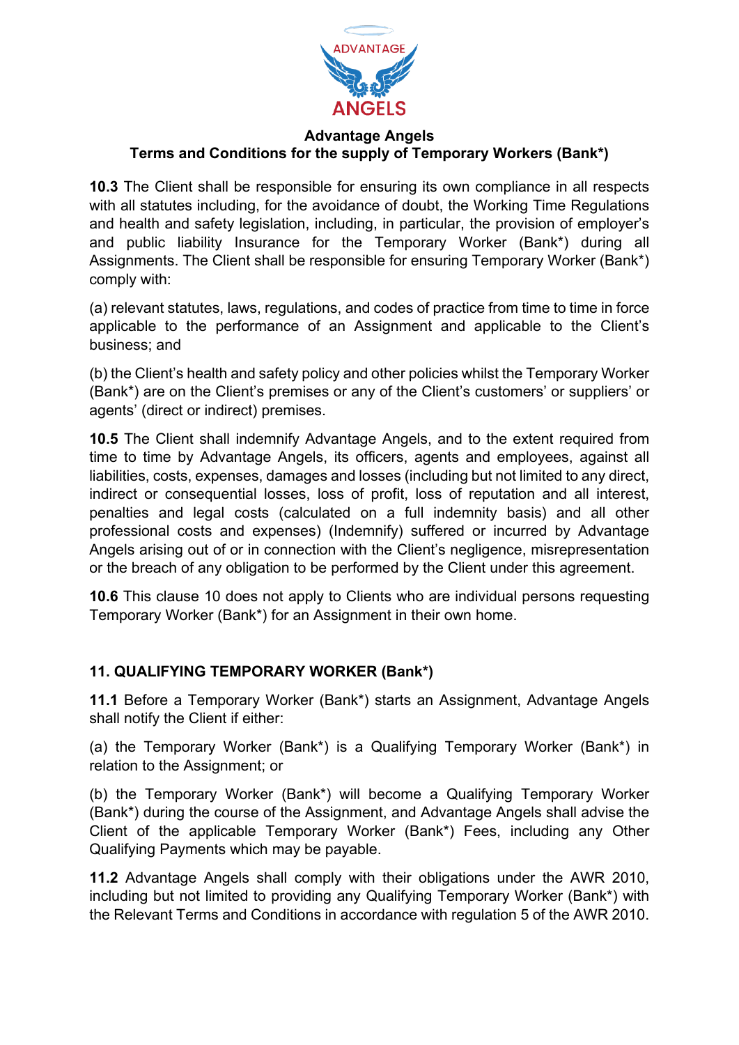**10.3** The Client shall be responsible for ensuring its own compliance in all respects with all statutes including, for the avoidance of doubt, the Working Time Regulations and health and safety legislation, including, in particular, the provision of employer's and public liability Insurance for the Temporary Worker (Bank*) during all Assignments. The Client shall be responsible for ensuring Temporary Worker (Bank*) comply with:

(a) relevant statutes, laws, regulations, and codes of practice from time to time in force applicable to the performance of an Assignment and applicable to the Client's business; and

(b) the Client's health and safety policy and other policies whilst the Temporary Worker (Bank*) are on the Client's premises or any of the Client's customers' or suppliers' or agents' (direct or indirect) premises.

**10.5** The Client shall indemnify Advantage Angels, and to the extent required from time to time by Advantage Angels, its officers, agents and employees, against all liabilities, costs, expenses, damages and losses (including but not limited to any direct, indirect or consequential losses, loss of profit, loss of reputation and all interest, penalties and legal costs (calculated on a full indemnity basis) and all other professional costs and expenses) (Indemnify) suffered or incurred by Advantage Angels arising out of or in connection with the Client's negligence, misrepresentation or the breach of any obligation to be performed by the Client under this agreement.

**10.6** This clause 10 does not apply to Clients who are individual persons requesting Temporary Worker (Bank*) for an Assignment in their own home.

## 11. QUALIFYING TEMPORARY WORKER (Bank*)

**11.1** Before a Temporary Worker (Bank*) starts an Assignment, Advantage Angels shall notify the Client if either:

(a) the Temporary Worker (Bank*) is a Qualifying Temporary Worker (Bank*) in relation to the Assignment; or

(b) the Temporary Worker (Bank*) will become a Qualifying Temporary Worker (Bank*) during the course of the Assignment, and Advantage Angels shall advise the Client of the applicable Temporary Worker (Bank*) Fees, including any Other Qualifying Payments which may be payable.

**11.2** Advantage Angels shall comply with their obligations under the AWR 2010, including but not limited to providing any Qualifying Temporary Worker (Bank*) with the Relevant Terms and Conditions in accordance with regulation 5 of the AWR 2010.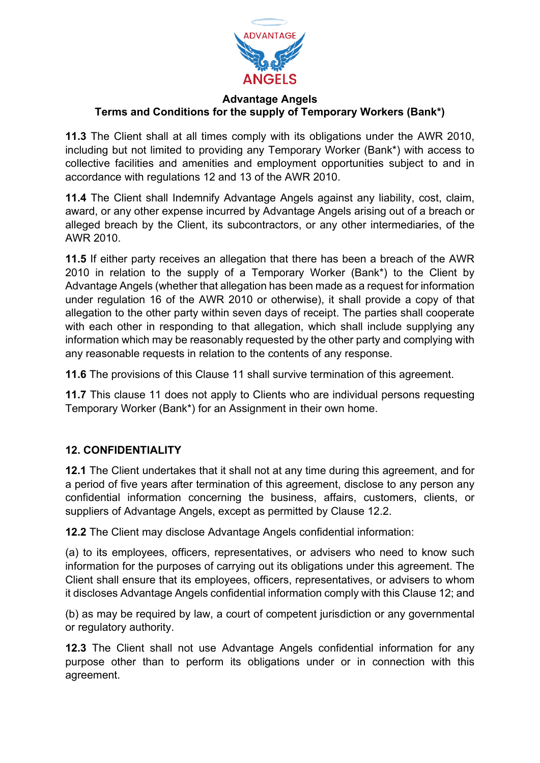**11.3** The Client shall at all times comply with its obligations under the AWR 2010, including but not limited to providing any Temporary Worker (Bank*) with access to collective facilities and amenities and employment opportunities subject to and in accordance with regulations 12 and 13 of the AWR 2010.

**11.4** The Client shall Indemnify Advantage Angels against any liability, cost, claim, award, or any other expense incurred by Advantage Angels arising out of a breach or alleged breach by the Client, its subcontractors, or any other intermediaries, of the AWR 2010.

**11.5** If either party receives an allegation that there has been a breach of the AWR 2010 in relation to the supply of a Temporary Worker (Bank*) to the Client by Advantage Angels (whether that allegation has been made as a request for information under regulation 16 of the AWR 2010 or otherwise), it shall provide a copy of that allegation to the other party within seven days of receipt. The parties shall cooperate with each other in responding to that allegation, which shall include supplying any information which may be reasonably requested by the other party and complying with any reasonable requests in relation to the contents of any response.

**11.6** The provisions of this Clause 11 shall survive termination of this agreement.

**11.7** This clause 11 does not apply to Clients who are individual persons requesting Temporary Worker (Bank*) for an Assignment in their own home.

## 12. CONFIDENTIALITY

**12.1** The Client undertakes that it shall not at any time during this agreement, and for a period of five years after termination of this agreement, disclose to any person any confidential information concerning the business, affairs, customers, clients, or suppliers of Advantage Angels, except as permitted by Clause 12.2.

**12.2** The Client may disclose Advantage Angels confidential information:

(a) to its employees, officers, representatives, or advisers who need to know such information for the purposes of carrying out its obligations under this agreement. The Client shall ensure that its employees, officers, representatives, or advisers to whom it discloses Advantage Angels confidential information comply with this Clause 12; and

(b) as may be required by law, a court of competent jurisdiction or any governmental or regulatory authority.

**12.3** The Client shall not use Advantage Angels confidential information for any purpose other than to perform its obligations under or in connection with this agreement.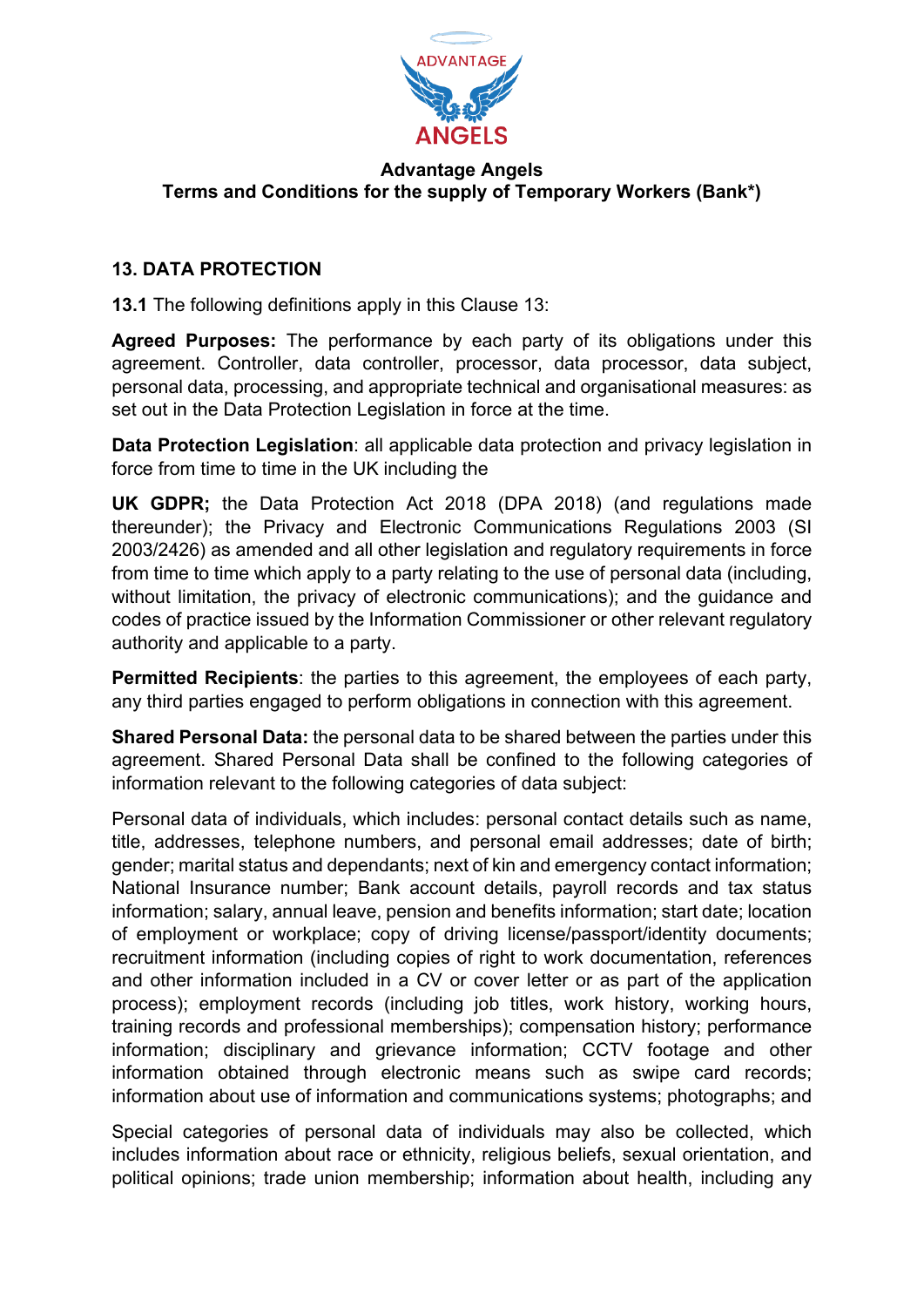**Advantage Angels**
**Terms and Conditions for the supply of Temporary Workers (Bank*)**

## 13. DATA PROTECTION

**13.1** The following definitions apply in this Clause 13:

**Agreed Purposes:** The performance by each party of its obligations under this agreement. Controller, data controller, processor, data processor, data subject, personal data, processing, and appropriate technical and organisational measures: as set out in the Data Protection Legislation in force at the time.

**Data Protection Legislation**: all applicable data protection and privacy legislation in force from time to time in the UK including the

**UK GDPR;** the Data Protection Act 2018 (DPA 2018) (and regulations made thereunder); the Privacy and Electronic Communications Regulations 2003 (SI 2003/2426) as amended and all other legislation and regulatory requirements in force from time to time which apply to a party relating to the use of personal data (including, without limitation, the privacy of electronic communications); and the guidance and codes of practice issued by the Information Commissioner or other relevant regulatory authority and applicable to a party.

**Permitted Recipients**: the parties to this agreement, the employees of each party, any third parties engaged to perform obligations in connection with this agreement.

**Shared Personal Data:** the personal data to be shared between the parties under this agreement. Shared Personal Data shall be confined to the following categories of information relevant to the following categories of data subject:

Personal data of individuals, which includes: personal contact details such as name, title, addresses, telephone numbers, and personal email addresses; date of birth; gender; marital status and dependants; next of kin and emergency contact information; National Insurance number; Bank account details, payroll records and tax status information; salary, annual leave, pension and benefits information; start date; location of employment or workplace; copy of driving license/passport/identity documents; recruitment information (including copies of right to work documentation, references and other information included in a CV or cover letter or as part of the application process); employment records (including job titles, work history, working hours, training records and professional memberships); compensation history; performance information; disciplinary and grievance information; CCTV footage and other information obtained through electronic means such as swipe card records; information about use of information and communications systems; photographs; and

Special categories of personal data of individuals may also be collected, which includes information about race or ethnicity, religious beliefs, sexual orientation, and political opinions; trade union membership; information about health, including any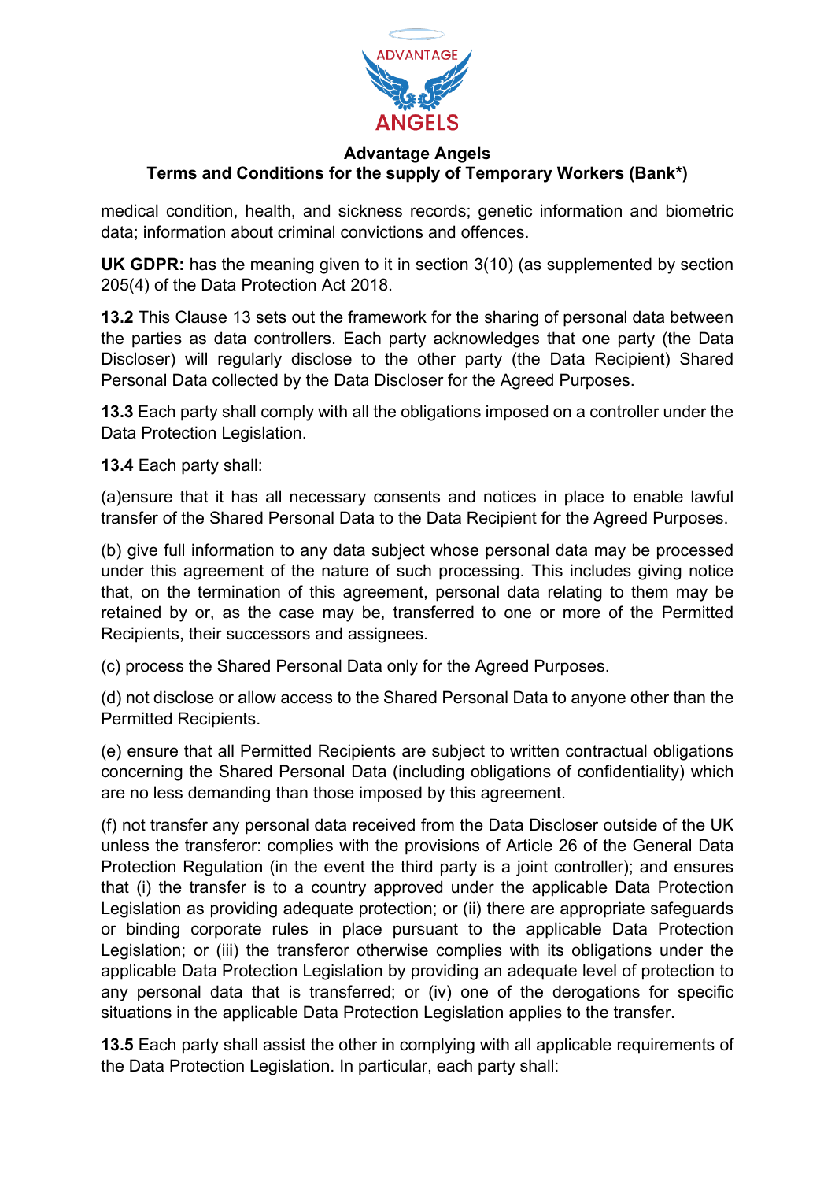medical condition, health, and sickness records; genetic information and biometric data; information about criminal convictions and offences.

**UK GDPR:** has the meaning given to it in section 3(10) (as supplemented by section 205(4) of the Data Protection Act 2018.

**13.2** This Clause 13 sets out the framework for the sharing of personal data between the parties as data controllers. Each party acknowledges that one party (the Data Discloser) will regularly disclose to the other party (the Data Recipient) Shared Personal Data collected by the Data Discloser for the Agreed Purposes.

**13.3** Each party shall comply with all the obligations imposed on a controller under the Data Protection Legislation.

**13.4** Each party shall:

(a)ensure that it has all necessary consents and notices in place to enable lawful transfer of the Shared Personal Data to the Data Recipient for the Agreed Purposes.

(b) give full information to any data subject whose personal data may be processed under this agreement of the nature of such processing. This includes giving notice that, on the termination of this agreement, personal data relating to them may be retained by or, as the case may be, transferred to one or more of the Permitted Recipients, their successors and assignees.

(c) process the Shared Personal Data only for the Agreed Purposes.

(d) not disclose or allow access to the Shared Personal Data to anyone other than the Permitted Recipients.

(e) ensure that all Permitted Recipients are subject to written contractual obligations concerning the Shared Personal Data (including obligations of confidentiality) which are no less demanding than those imposed by this agreement.

(f) not transfer any personal data received from the Data Discloser outside of the UK unless the transferor: complies with the provisions of Article 26 of the General Data Protection Regulation (in the event the third party is a joint controller); and ensures that (i) the transfer is to a country approved under the applicable Data Protection Legislation as providing adequate protection; or (ii) there are appropriate safeguards or binding corporate rules in place pursuant to the applicable Data Protection Legislation; or (iii) the transferor otherwise complies with its obligations under the applicable Data Protection Legislation by providing an adequate level of protection to any personal data that is transferred; or (iv) one of the derogations for specific situations in the applicable Data Protection Legislation applies to the transfer.

**13.5** Each party shall assist the other in complying with all applicable requirements of the Data Protection Legislation. In particular, each party shall: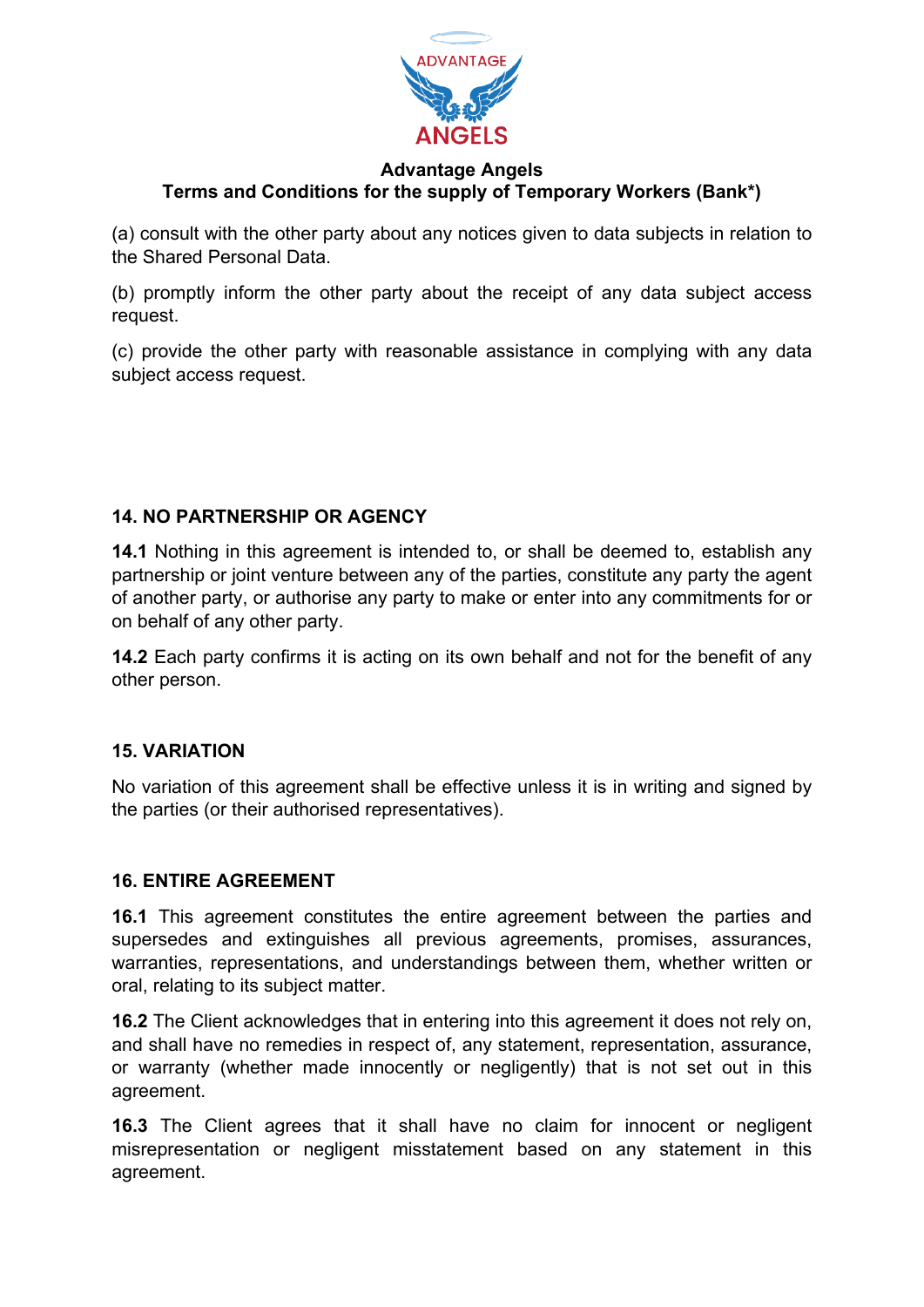(a) consult with the other party about any notices given to data subjects in relation to the Shared Personal Data.

(b) promptly inform the other party about the receipt of any data subject access request.

(c) provide the other party with reasonable assistance in complying with any data subject access request.

## 14. NO PARTNERSHIP OR AGENCY

**14.1** Nothing in this agreement is intended to, or shall be deemed to, establish any partnership or joint venture between any of the parties, constitute any party the agent of another party, or authorise any party to make or enter into any commitments for or on behalf of any other party.

**14.2** Each party confirms it is acting on its own behalf and not for the benefit of any other person.

## 15. VARIATION

No variation of this agreement shall be effective unless it is in writing and signed by the parties (or their authorised representatives).

## 16. ENTIRE AGREEMENT

**16.1** This agreement constitutes the entire agreement between the parties and supersedes and extinguishes all previous agreements, promises, assurances, warranties, representations, and understandings between them, whether written or oral, relating to its subject matter.

**16.2** The Client acknowledges that in entering into this agreement it does not rely on, and shall have no remedies in respect of, any statement, representation, assurance, or warranty (whether made innocently or negligently) that is not set out in this agreement.

**16.3** The Client agrees that it shall have no claim for innocent or negligent misrepresentation or negligent misstatement based on any statement in this agreement.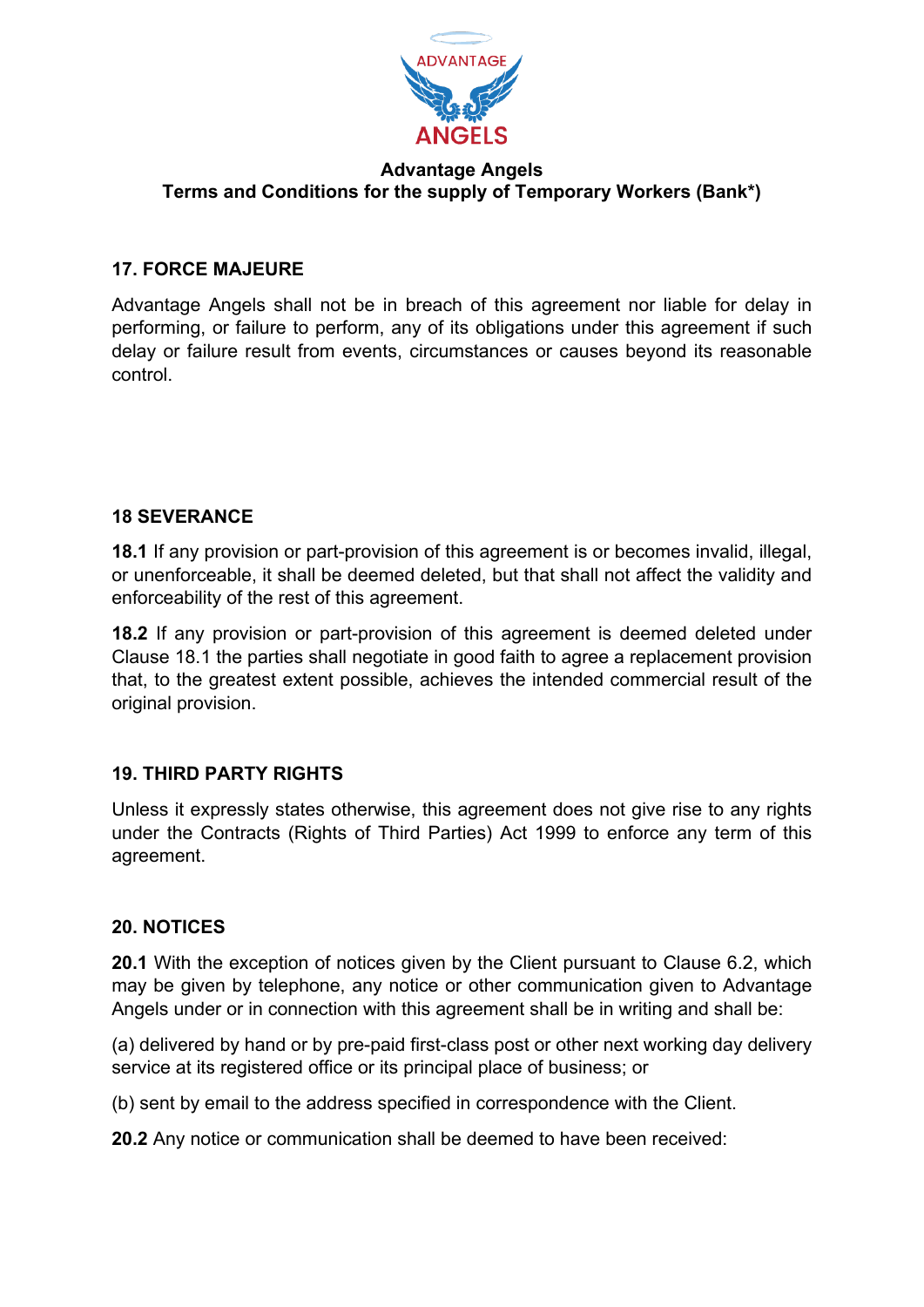**Advantage Angels**
**Terms and Conditions for the supply of Temporary Workers (Bank*)**

## 17. FORCE MAJEURE

Advantage Angels shall not be in breach of this agreement nor liable for delay in performing, or failure to perform, any of its obligations under this agreement if such delay or failure result from events, circumstances or causes beyond its reasonable control.

## 18 SEVERANCE

**18.1** If any provision or part-provision of this agreement is or becomes invalid, illegal, or unenforceable, it shall be deemed deleted, but that shall not affect the validity and enforceability of the rest of this agreement.

**18.2** If any provision or part-provision of this agreement is deemed deleted under Clause 18.1 the parties shall negotiate in good faith to agree a replacement provision that, to the greatest extent possible, achieves the intended commercial result of the original provision.

## 19. THIRD PARTY RIGHTS

Unless it expressly states otherwise, this agreement does not give rise to any rights under the Contracts (Rights of Third Parties) Act 1999 to enforce any term of this agreement.

## 20. NOTICES

**20.1** With the exception of notices given by the Client pursuant to Clause 6.2, which may be given by telephone, any notice or other communication given to Advantage Angels under or in connection with this agreement shall be in writing and shall be:

(a) delivered by hand or by pre-paid first-class post or other next working day delivery service at its registered office or its principal place of business; or

(b) sent by email to the address specified in correspondence with the Client.

**20.2** Any notice or communication shall be deemed to have been received: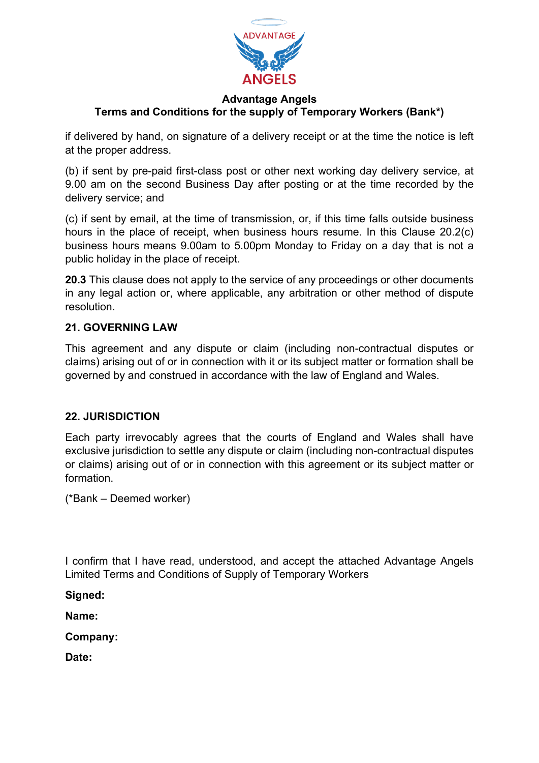if delivered by hand, on signature of a delivery receipt or at the time the notice is left at the proper address.

(b) if sent by pre-paid first-class post or other next working day delivery service, at 9.00 am on the second Business Day after posting or at the time recorded by the delivery service; and

(c) if sent by email, at the time of transmission, or, if this time falls outside business hours in the place of receipt, when business hours resume. In this Clause 20.2(c) business hours means 9.00am to 5.00pm Monday to Friday on a day that is not a public holiday in the place of receipt.

**20.3** This clause does not apply to the service of any proceedings or other documents in any legal action or, where applicable, any arbitration or other method of dispute resolution.

### 21. GOVERNING LAW

This agreement and any dispute or claim (including non-contractual disputes or claims) arising out of or in connection with it or its subject matter or formation shall be governed by and construed in accordance with the law of England and Wales.

### 22. JURISDICTION

Each party irrevocably agrees that the courts of England and Wales shall have exclusive jurisdiction to settle any dispute or claim (including non-contractual disputes or claims) arising out of or in connection with this agreement or its subject matter or formation.

(*Bank – Deemed worker)

I confirm that I have read, understood, and accept the attached Advantage Angels Limited Terms and Conditions of Supply of Temporary Workers

**Signed:**

**Name:**

**Company:**

**Date:**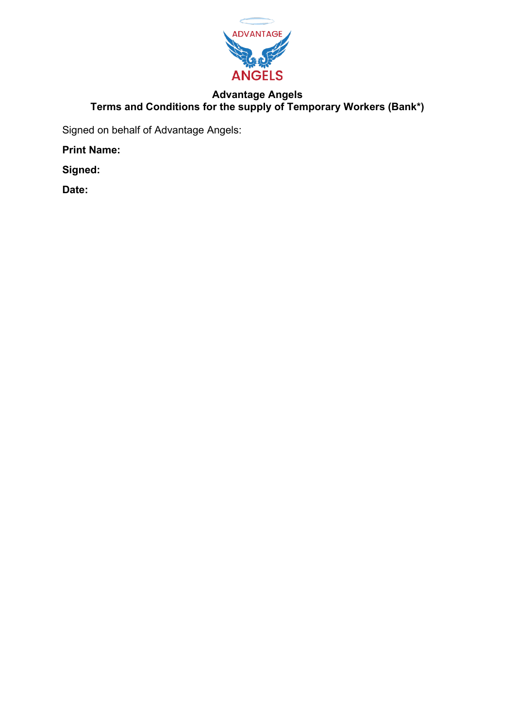ADVANTAGE

ANGELS

**Advantage Angels**
**Terms and Conditions for the supply of Temporary Workers (Bank*)**

Signed on behalf of Advantage Angels:

**Print Name:**

**Signed:**

**Date:**